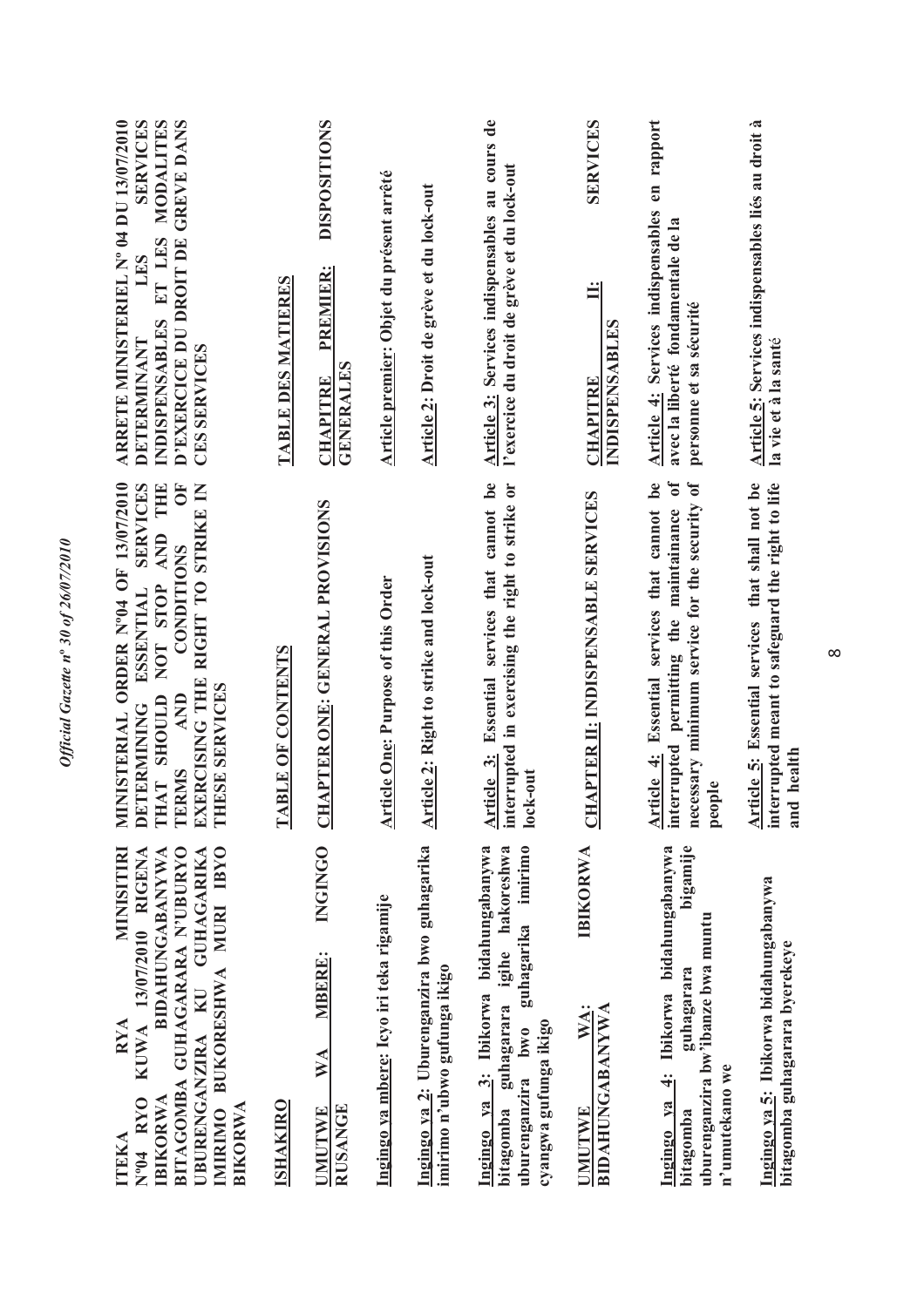**ITEKA RYA MINISITIRI N°04 RYO KUWA 13/07/2010 RIGENA IBIKORWA BIDAHUNGABANYWA BITAGOMBA GUHAGARARA N'UBURYO UBURENGANZIRA KU GUHAGARIKA IMIRIMO BUKORESHWA MURI IBYO BIKORWA**

**ISHAKIRO**

**UMUTWE WA MBERE: INGINGO RUSANGE**

**Ingingo ya mbere: Icyo iri teka rigamije**

**Ingingo ya 2: Uburenganzira bwo guhagarika imirimo n'ubwo gufunga ikigo**

**Ingingo ya 3: Ibikorwa bidahungabanywa bitagomba guhagarara igihe hakoreshwa uburenganzira bwo guhagarika imirimo cyangwa gufunga ikigo**

**UMUTWE WA II: IBIKORWA BIDAHUNGABANYWA**

**Ingingo ya 4: Ibikorwa bidahungabanywa bitagomba guhagarara bigamije uburenganzira bw'ibanze bwa muntu n'umutekano we**

**Ingingo ya 5: Ibikorwa bidahungabanywa bitagomba guhagarara byerekeye**

**MINISTERIAL ORDER N°04 OF 13/07/2010 DETERMINING ESSENTIAL SERVICES THAT SHOULD NOT STOP AND THE TERMS AND CONDITIONS OF EXERCISING THE RIGHT TO STRIKE IN THESE SERVICES**

**TABLE OF CONTENTS**

**CHAPTER ONE: GENERAL PROVISIONS**

**Article One: Purpose of this Order**

**Article 2: Right to strike and lock-out**

**Article 3: Essential services that cannot be interrupted in exercising the right to strike or lock-out**

**CHAPTER II: INDISPENSABLE SERVICES**

**Article 4: Essential services that cannot be interrupted permitting the maintainance of necessary minimum service for the security of people**

**Article 5: Essential services that shall not be interrupted meant to safeguard the right to life and health**

**ARRETE MINISTERIEL N° 04 DU 13/07/2010 DETERMINANT LES SERVICES INDISPENSABLES ET LES MODALITES D'EXERCICE DU DROIT DE GREVE DANS CES SERVICES**

**TABLE DES MATIERES**

**CHAPITRE PREMIER: DISPOSITIONS GENERALES**

**Article premier: Objet du présent arrêté**

**Article 2: Droit de grève et du lock-out**

**Article 3: Services indispensables au cours de l'exercice du droit de grève et du lock-out**

**CHAPITRE II: SERVICES INDISPENSABLES**

**Article 4: Services indispensables en rapport avec la liberté fondamentale de la personne et sa sécurité**

**Article 5: Services indispensables liés au droit à la vie et à la santé**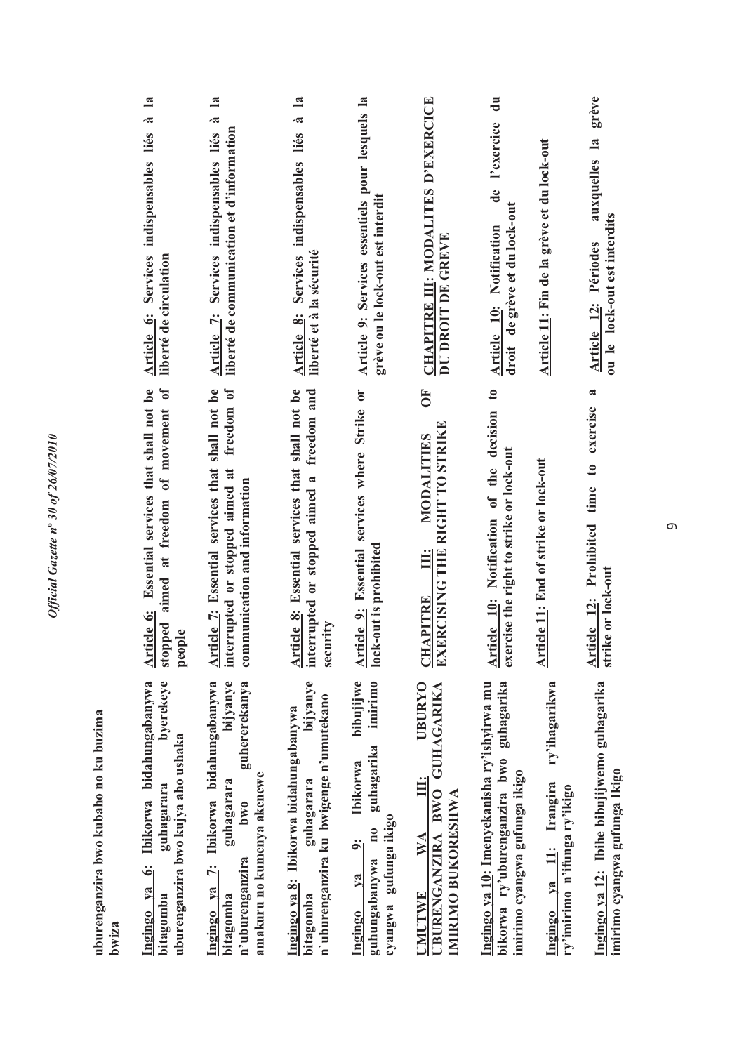uburenganzira bwo kubaho no ku buzima bwiza

**Ingingo ya 6: Ibikorwa bidahungabanywa bitagomba guhagarara byerekeye uburenganzira bwo kujya aho ushaka**

**Ingingo ya 7: Ibikorwa bidahungabanywa bitagomba guhagarara bijyanye n'uburenganzira bwo guhererekanya amakuru no kumenya akenewe**

**Ingingo ya 8: Ibikorwa bidahungabanywa bitagomba guhagarara bijyanye n'uburenganzira ku bwigenge n'umutekano**

**Ingingo ya 9: Ibikorwa bibujijwe guhungabanywa no guhagarika imirimo cyangwa gufunga ikigo**

**UMUTWE WA III: UBURYO UBURENGANZIRA BWO GUHAGARIKA IMIRIMO BUKORESHWA**

**Ingingo ya 10: Imenyekanisha ry'ishyirwa mu bikorwa ry'uburenganzira bwo guhagarika imirimo cyangwa gufunga ikigo**

**Ingingo ya 11: Irangira ry'ihagarikwa ry'imirimo n'ifunga ry'ikigo**

**Ingingo ya 12: Ibihe bibujijwemo guhagarika imirimo cyangwa gufunga Ikigo**

**Article 6: Essential services that shall not be stopped aimed at freedom of movement of people**

**Article 7: Essential services that shall not be interrupted or stopped aimed at freedom of communication and information**

**Article 8: Essential services that shall not be interrupted or stopped aimed a freedom and security**

**Article 9: Essential services where Strike or lock-out is prohibited**

**CHAPITRE III: MODALITIES OF EXERCISING THE RIGHT TO STRIKE**

**Article 10: Notification of the decision to exercise the right to strike or lock-out**

**Article 11: End of strike or lock-out**

**Article 12: Prohibited time to exercise a strike or lock-out**

**Article 6: Services indispensables liés à la liberté de circulation**

**Article 7: Services indispensables liés à la liberté de communication et d'information**

**Article 8: Services indispensables liés à la liberté et à la sécurité**

**Article 9: Services essentiels pour lesquels la grève ou le lock-out est interdit**

**CHAPITRE III: MODALITES D'EXERCICE DU DROIT DE GREVE**

**Article 10: Notification de l'exercice du droit de grève et du lock-out**

**Article 11: Fin de la grève et du lock-out**

**Article 12: Périodes auxquelles la grève ou le lock-out est interdits**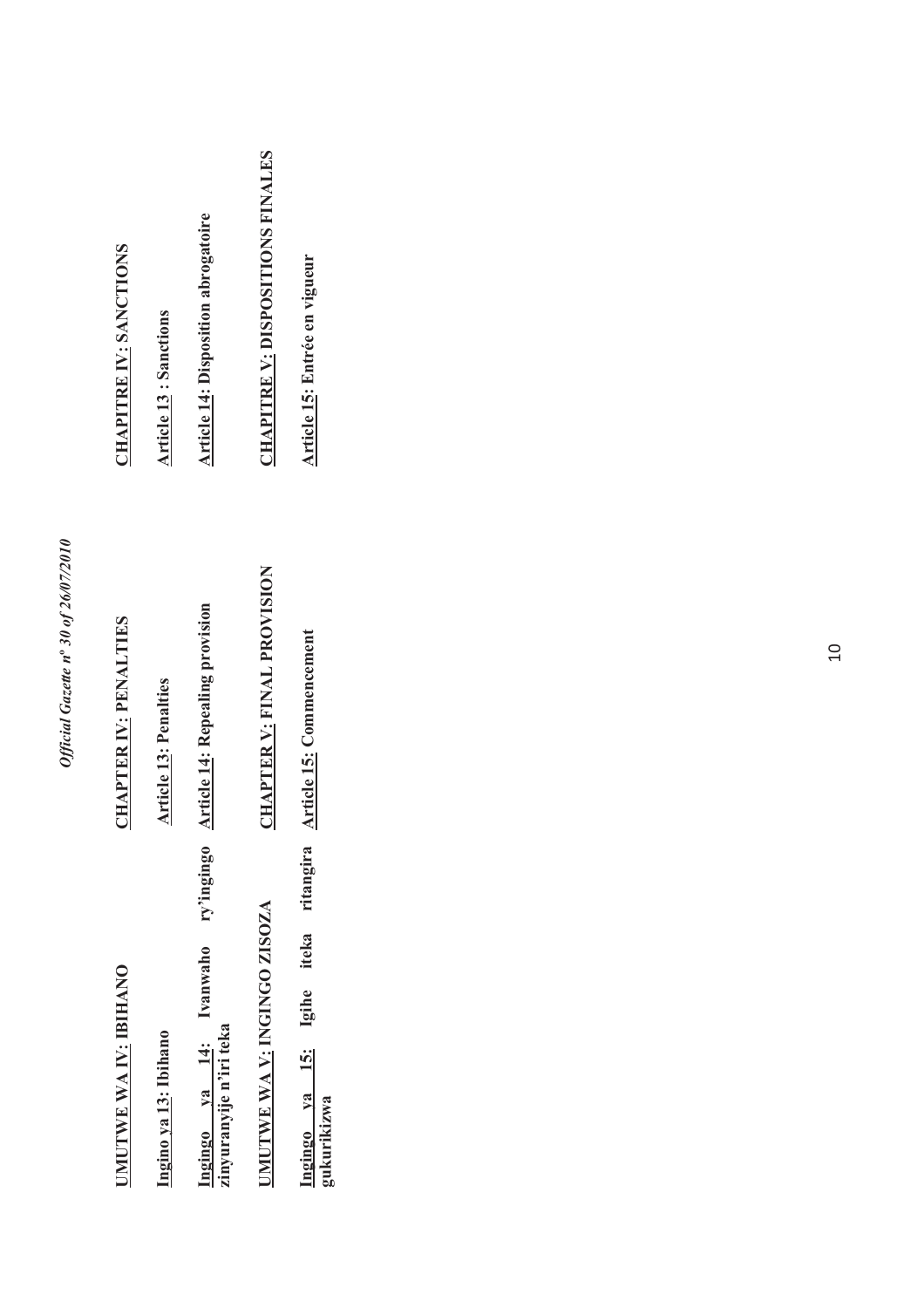**UMUTWE WA IV: IBIHANO**

**Ingino ya 13: Ibihano**

**Ingingo ya 14: Ivanwaho ry'ingingo zinyuranyije n'iri teka**

**UMUTWE WA V: INGINGO ZISOZA**

**Ingingo ya 15: Igihe iteka ritangira gukurikizwa**

**CHAPTER IV: PENALTIES**

**Article 13: Penalties**

**Article 14: Repealing provision**

**CHAPTER V: FINAL PROVISION**

**Article 15: Commencement**

**CHAPITRE IV: SANCTIONS**

**Article 13 : Sanctions**

**Article 14: Disposition abrogatoire**

**CHAPITRE V: DISPOSITIONS FINALES**

**Article 15: Entrée en vigueur**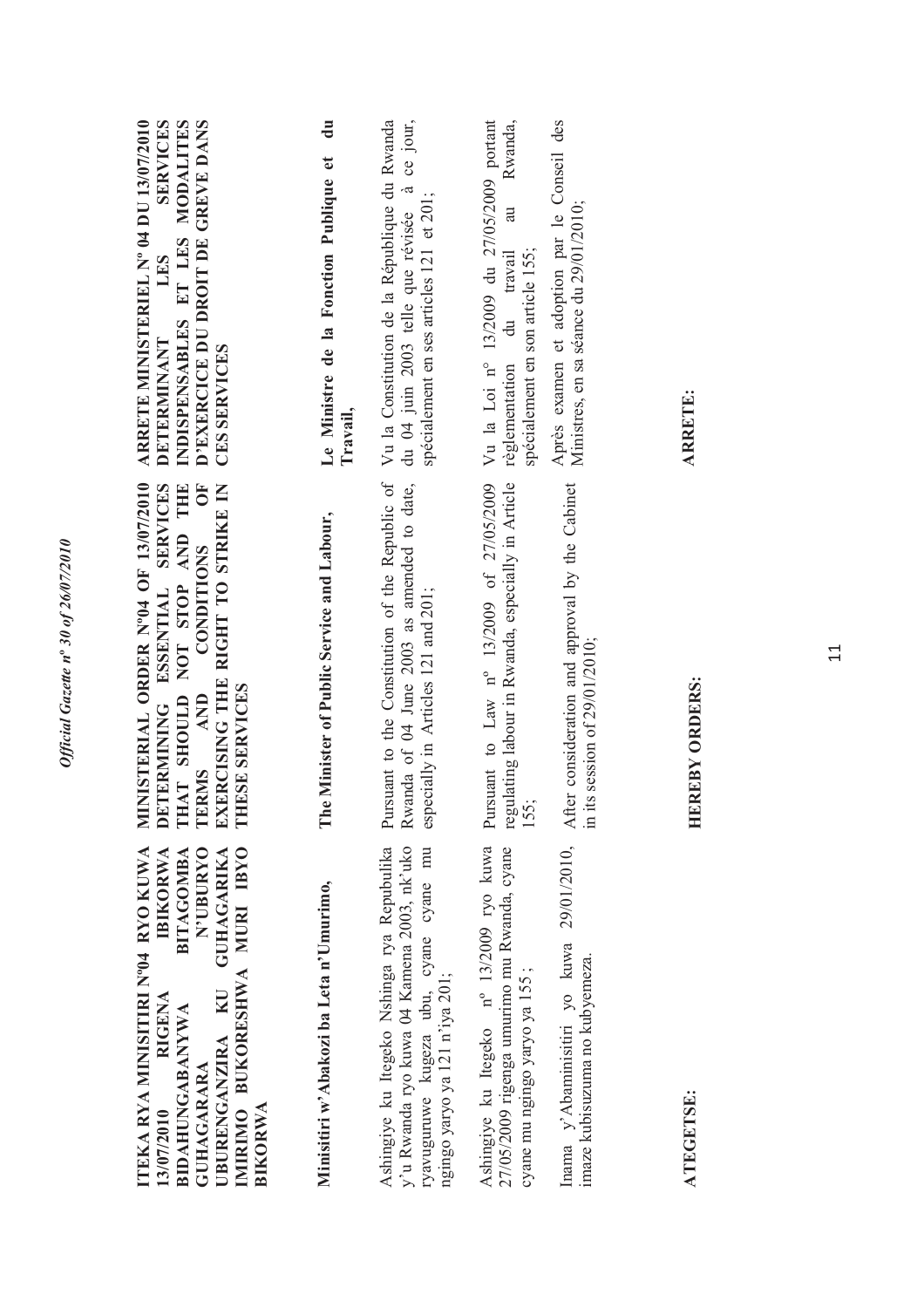**ITEKA RYA MINISITIRI Nº04 RYO KUWA 13/07/2010 RIGENA IBIKORWA BIDAHUNGABANYWA BITAGOMBA GUHAGARARA N'UBURYO UBURENGANZIRA KU GUHAGARIKA IMIRIMO BUKORESHWA MURI IBYO BIKORWA**

**Minisitiri w'Abakozi ba Leta n'Umurimo,**

Ashingiye ku Itegeko Nshinga rya Repubulika y'u Rwanda ryo kuwa 04 Kamena 2003, nk'uko ryavuguruwe kugeza ubu, cyane cyane mu ngingo yaryo ya 121 n'iya 201;

Ashingiye ku Itegeko nº 13/2009 ryo kuwa 27/05/2009 rigenga umurimo mu Rwanda, cyane cyane mu ngingo yaryo ya 155 ;

Inama y'Abaminisitiri yo kuwa 29/01/2010, imaze kubisuzuma no kubyemeza.

**ATEGETSE:**

**MINISTERIAL ORDER Nº04 OF 13/07/2010 DETERMINING ESSENTIAL SERVICES THAT SHOULD NOT STOP AND THE TERMS AND CONDITIONS OF EXERCISING THE RIGHT TO STRIKE IN THESE SERVICES**

**The Minister of Public Service and Labour,**

Pursuant to the Constitution of the Republic of Rwanda of 04 June 2003 as amended to date, especially in Articles 121 and 201;

Pursuant to Law nº 13/2009 of 27/05/2009 regulating labour in Rwanda, especially in Article 155;

After consideration and approval by the Cabinet in its session of 29/01/2010;

**HEREBY ORDERS:**

**ARRETE MINISTERIEL Nº 04 DU 13/07/2010 DETERMINANT LES SERVICES INDISPENSABLES ET LES MODALITES D'EXERCICE DU DROIT DE GREVE DANS CES SERVICES**

**Le Ministre de la Fonction Publique et du Travail,**

Vu la Constitution de la République du Rwanda du 04 juin 2003 telle que révisée à ce jour, spécialement en ses articles 121 et 201;

Vu la Loi nº 13/2009 du 27/05/2009 portant règlementation du travail au Rwanda, spécialement en son article 155;

Après examen et adoption par le Conseil des Ministres, en sa séance du 29/01/2010;

**ARRETE:**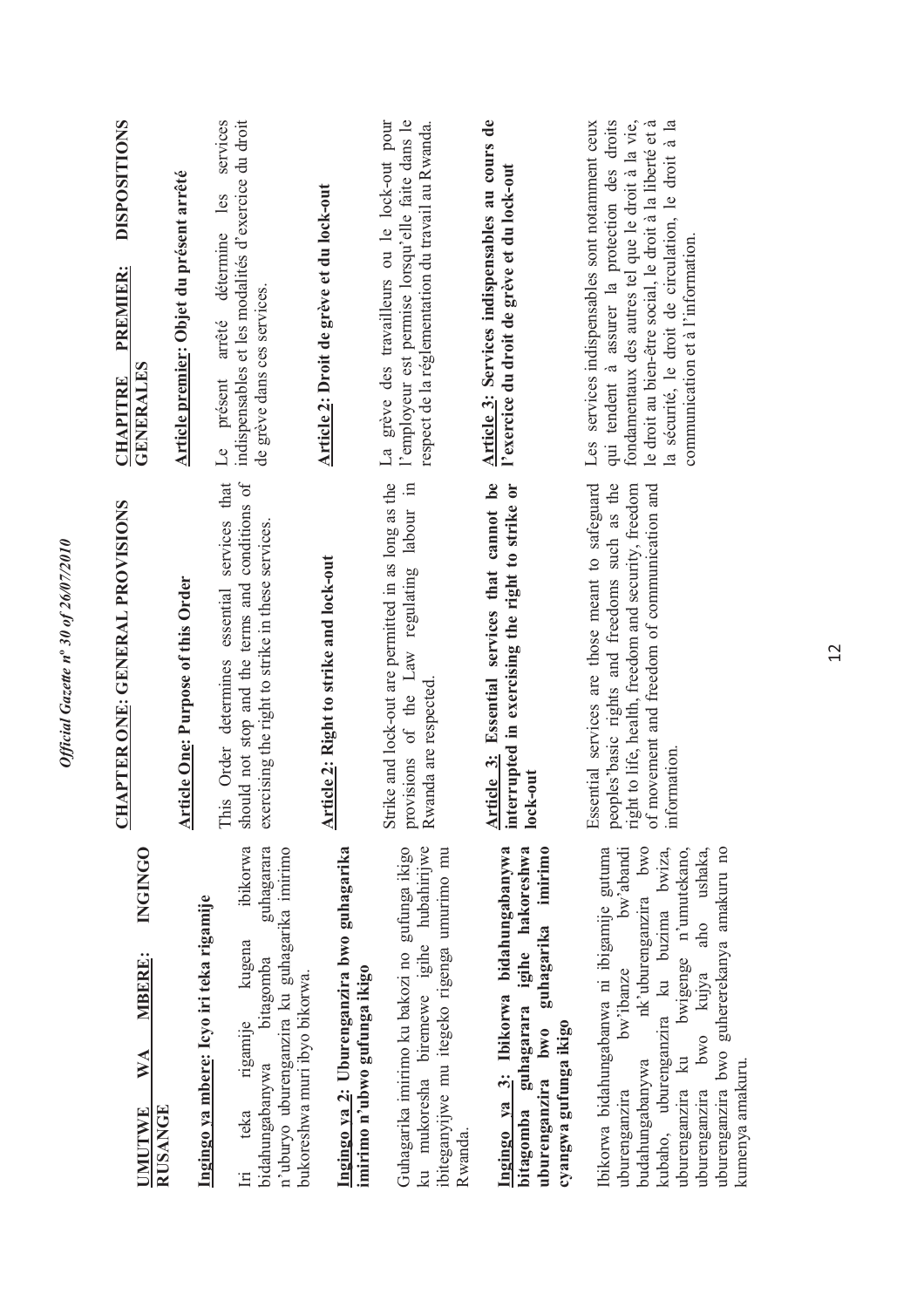**UMUTWE WA MBERE: INGINGO RUSANGE**

**Ingingo ya mbere: Icyo iri teka rigamije**

Iri teka rigamije kugena ibikorwa bidahungabanywa bitagomba guhagarara n'uburyo uburenganzira ku guhagarika imirimo bukoreshwa muri ibyo bikorwa.

**Ingingo ya 2: Uburenganzira bwo guhagarika imirimo n'ubwo gufunga ikigo**

Guhagarika imirimo ku bakozi no gufunga ikigo ku mukoresha biremewe igihe hubahirijwe ibiteganyijwe mu itegeko rigenga umurimo mu Rwanda.

**Ingingo ya 3: Ibikorwa bidahungabanywa bitagomba guhagarara igihe hakoreshwa uburenganzira bwo guhagarika imirimo cyangwa gufunga ikigo**

Ibikorwa bidahungabanywa ni ibigamije gutuma uburenganzira bw'ibanze bw'abandi budahungabanywa nk'uburenganzira bwo kubaho, uburenganzira ku buzima bwiza, uburenganzira ku bwigenge n'umutekano, uburenganzira bwo kujya aho ushaka, uburenganzira bwo guhererekanya amakuru no kumenya amakuru.

**CHAPTER ONE: GENERAL PROVISIONS**

**Article One: Purpose of this Order**

This Order determines essential services that should not stop and the terms and conditions of exercising the right to strike in these services.

**Article 2: Right to strike and lock-out**

Strike and lock-out are permitted in as long as the provisions of the Law regulating labour in Rwanda are respected.

**Article 3: Essential services that cannot be interrupted in exercising the right to strike or lock-out**

Essential services are those meant to safeguard peoples'basic rights and freedoms such as the right to life, health, freedom and security, freedom of movement and freedom of communication and information.

**CHAPITRE PREMIER: DISPOSITIONS GENERALES**

**Article premier: Objet du présent arrêté**

Le présent arrêté détermine les services indispensables et les modalités d'exercice du droit de grève dans ces services.

**Article 2: Droit de grève et du lock-out**

La grève des travailleurs ou le lock-out pour l'employeur est permise lorsqu'elle faite dans le respect de la réglementation du travail au Rwanda.

**Article 3: Services indispensables au cours de l'exercice du droit de grève et du lock-out**

Les services indispensables sont notamment ceux qui tendent à assurer la protection des droits fondamentaux des autres tel que le droit à la vie, le droit au bien-être social, le droit à la liberté et à la sécurité, le droit de circulation, le droit à la communication et à l'information.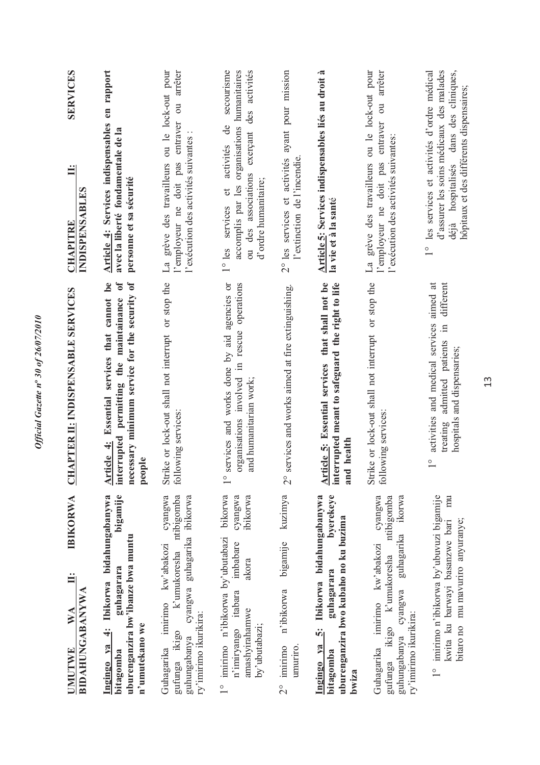**UMUTWE WA II: IBIKORWA BIDAHUNGABANYWA**

**Ingingo ya 4: Ibikorwa bidahungabanywa bitagomba guhagarara bigamije uburenganzira bw'ibanze bwa muntu n'umutekano we**

Guhagarika imirimo kw'abakozi cyangwa gufunga ikigo k'umukoresha ntibigomba guhungabanya cyangwa guhagarika ibikorwa ry'imirimo ikurikira:

1° imirimo n'ibikorwa by'ubutabazi bikorwa n'imiryango itabara imbabare cyangwa amashyirahamwe akora ibikorwa by'ubutabazi;

2° imirimo n'ibikorwa bigamije kuzimya umuriro.

**Ingingo ya 5: Ibikorwa bidahungabanywa bitagomba guhagarara byerekeye uburenganzira bwo kubaho no ku buzima bwiza**

Guhagarika imirimo kw'abakozi cyangwa gufunga ikigo k'umukoresha ntibigomba guhungabanya cyangwa guhagarika ikorwa ry'imirimo ikurikira:

1° imirimo n'ibikorwa by'ubuvuzi bigamije kwita ku barwayi basanzwe bari mu bitaro no mu mavuriro anyuranye;

**CHAPTER II: INDISPENSABLE SERVICES**

**Article 4: Essential services that cannot be interrupted permitting the maintainance of necessary minimum service for the security of people**

Strike or lock-out shall not interrupt or stop the following services:

1° services and works done by aid agencies or organisations involved in rescue operations and humanitarian work;

2° services and works aimed at fire extinguishing.

**Article 5: Essential services that shall not be interrupted meant to safeguard the right to life and health**

Strike or lock-out shall not interrupt or stop the following services:

1° activities and medical services aimed at treating admitted patients in different hospitals and dispensaries;

**CHAPITRE II: SERVICES INDISPENSABLES**

**Article 4: Services indispensables en rapport avec la liberté fondamentale de la personne et sa sécurité**

La grève des travailleurs ou le lock-out pour l'employeur ne doit pas entraver ou arrêter l'exécution des activités suivantes :

1° les services et activités de secourisme accomplis par les organisations humanitaires ou des associations exerçant des activités d'ordre humanitaire;

2° les services et activités ayant pour mission l'extinction de l'incendie.

**Article 5: Services indispensables liés au droit à la vie et à la santé**

La grève des travailleurs ou le lock-out pour l'employeur ne doit pas entraver ou arrêter l'exécution des activités suivantes:

1° les services et activités d'ordre médical d'assurer les soins médicaux des malades déjà hospitalisés dans des cliniques, hôpitaux et des différents dispensaires;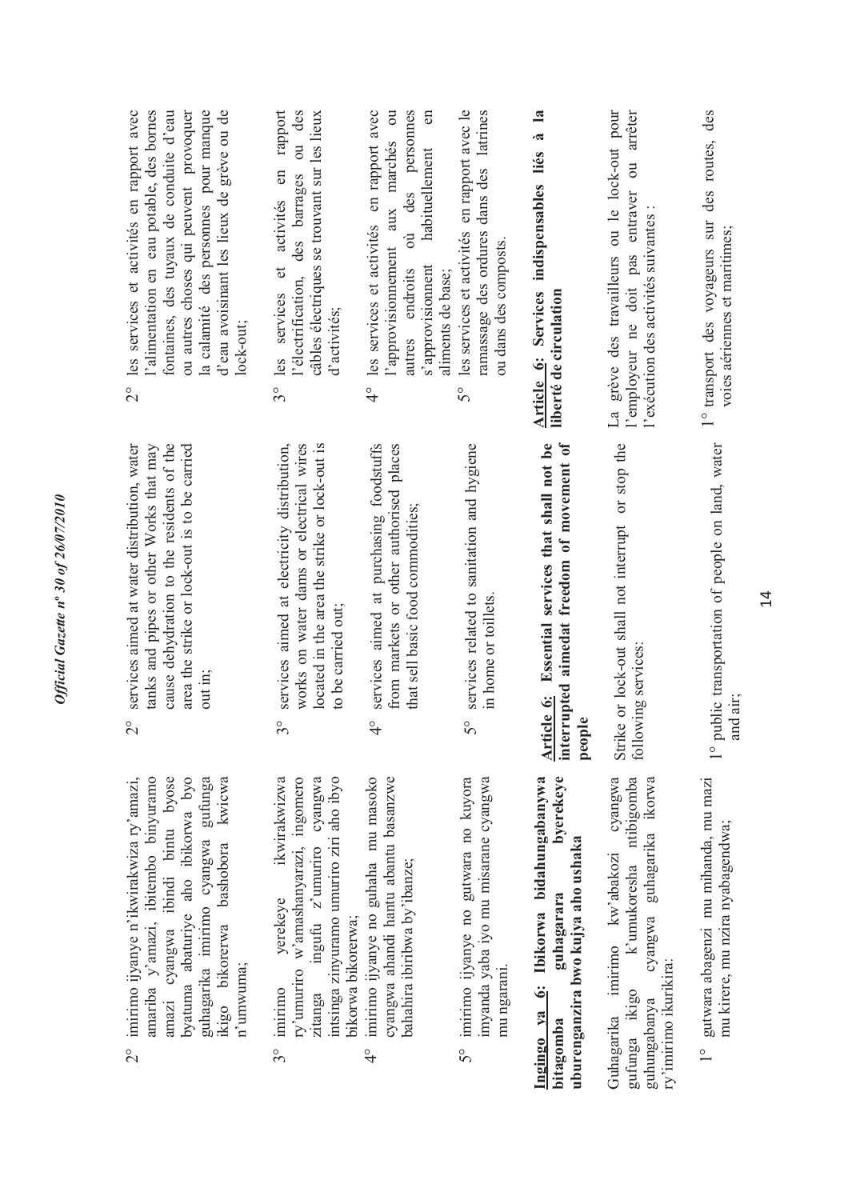2° imirimo ijyanye n'ikwirakwiza ry'amazi, amariba y'amazi, ibitembo binyuramo amazi cyangwa ibindi bintu byose byatuma abaturiye aho ibikorwa byo guhagarika imirimo cyangwa gufunga ikigo bikorerwa bashobora kwicwa n'umwuma;

3° imirimo yerekeye ikwirakwizwa ry'umuriro w'amashanyarazi, ingomero zitanga ingufu z'umuriro cyangwa intsinga zinyuramo umuriro ziri aho ibyo bikorwa bikorerwa;

4° imirimo ijyanye no guhaha mu masoko cyangwa ahandi hantu abantu basanzwe bahahira ibiribwa by'ibanze;

5° imirimo ijyanye no gutwara no kuyora imyanda yaba iyo mu misarane cyangwa mu ngarani.

**Ingingo ya 6: Ibikorwa bidahungabanywa bitagomba guhagarara byerekeye uburenganzira bwo kujya aho ushaka**

Guhagarika imirimo kw'abakozi cyangwa gufunga ikigo k'umukoresha ntibigomba guhungabanya cyangwa guhagarika ikorwa ry'imirimo ikurikira:

1° gutwara abagenzi mu mihanda, mu mazi mu kirere, mu nzira nyabagendwa;

2° services aimed at water distribution, water tanks and pipes or other Works that may cause dehydration to the residents of the area the strike or lock-out is to be carried out in;

3° services aimed at electricity distribution, works on water dams or electrical wires located in the area the strike or lock-out is to be carried out;

4° services aimed at purchasing foodstuffs from markets or other authorised places that sell basic food commodities;

5° services related to sanitation and hygiene in home or toillets.

**Article 6: Essential services that shall not be interrupted aimedat freedom of movement of people**

Strike or lock-out shall not interrupt or stop the following services:

1° public transportation of people on land, water and air;

2° les services et activités en rapport avec l'alimentation en eau potable, des bornes fontaines, des tuyaux de conduite d'eau ou autres choses qui peuvent provoquer la calamité des personnes pour manque d'eau avoisinant les lieux de grève ou de lock-out;

3° les services et activités en rapport l'électrification, des barrages ou des câbles électriques se trouvant sur les lieux d'activités;

4° les services et activités en rapport avec l'approvisionnement aux marchés ou autres endroits où des personnes s'approvisionnent habituellement en aliments de base;

5° les services et activités en rapport avec le ramassage des ordures dans des latrines ou dans des composts.

**Article 6: Services indispensables liés à la liberté de circulation**

La grève des travailleurs ou le lock-out pour l'employeur ne doit pas entraver ou arrêter l'exécution des activités suivantes :

1° transport des voyageurs sur des routes, des voies aériennes et maritimes;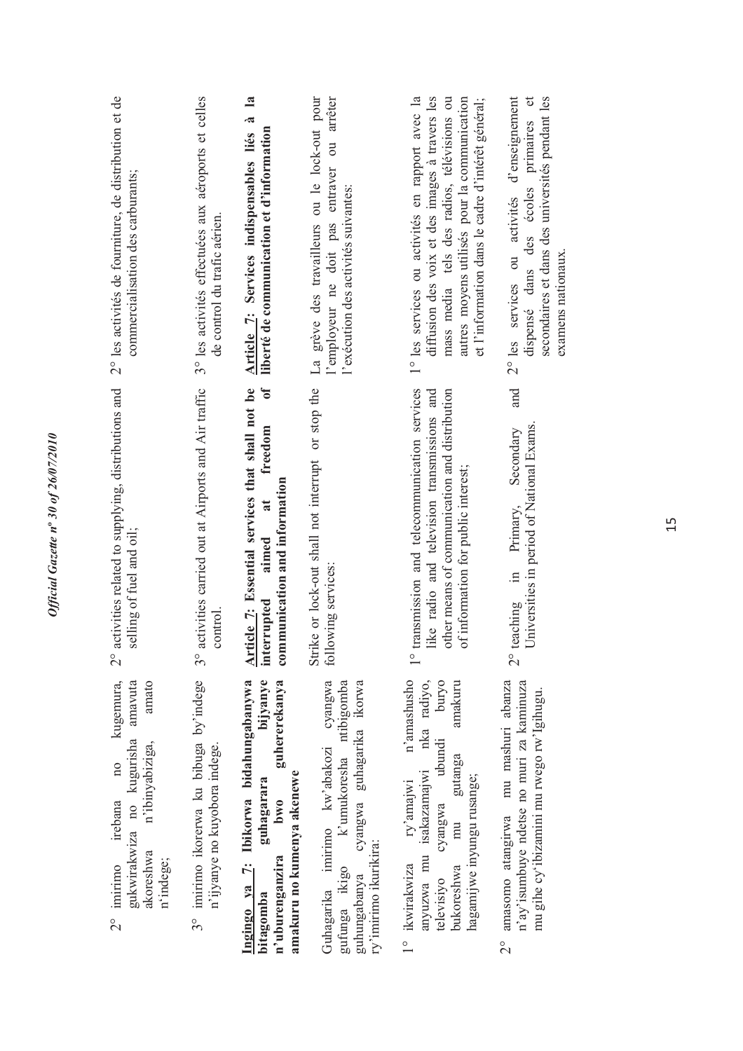2° imirimo irebana no kugemura, gukwirakwiza no kugurisha amavuta akoreshwa n'ibinyabiziga, amato n'indege;

3° imirimo ikorerwa ku bibuga by'indege n'ijyanye no kuyobora indege.

**Ingingo ya 7: Ibikorwa bidahungabanywa bitagomba guhagarara bijyanye n'uburenganzira bwo guhererekanya amakuru no kumenya akenewe**

Guhagarika imirimo kw'abakozi cyangwa gufunga ikigo k'umukoresha ntibigomba guhungabanya cyangwa guhagarika ikorwa ry'imirimo ikurikira:

1° ikwirakwiza ry'amajwi n'amashusho anyuzwa mu isakazamajwi nka radiyo, televiziyo cyangwa ubundi buryo bukoreshwa mu gutanga amakuru hagamijwe inyungu rusange;

2° amasomo atangirwa mu mashuri abanza n'ay'isumbuye ndetse no muri za kaminuza mu gihe cy'ibizamini mu rwego rw'Igihugu.

2° activities related to supplying, distributions and selling of fuel and oil;

3° activities carried out at Airports and Air traffic control.

**Article 7: Essential services that shall not be interrupted aimed at freedom of communication and information**

Strike or lock-out shall not interrupt or stop the following services:

1° transmission and telecommunication services like radio and television transmissions and other means of communication and distribution of information for public interest;

2° teaching in Primary, Secondary and Universities in period of National Exams.

2° les activités de fourniture, de distribution et de commercialisation des carburants;

3° les activités effectuées aux aéroports et celles de control du trafic aérien.

**Article 7: Services indispensables liés à la liberté de communication et d'information**

La grève des travailleurs ou le lock-out pour l'employeur ne doit pas entraver ou arrêter l'exécution des activités suivantes:

1° les services ou activités en rapport avec la diffusion des voix et des images à travers les mass media tels des radios, télévisions ou autres moyens utilisés pour la communication et l'information dans le cadre d'intérêt général;

2° les services ou activités d'enseignement dispensé dans des écoles primaires et secondaires et dans des universités pendant les examens nationaux.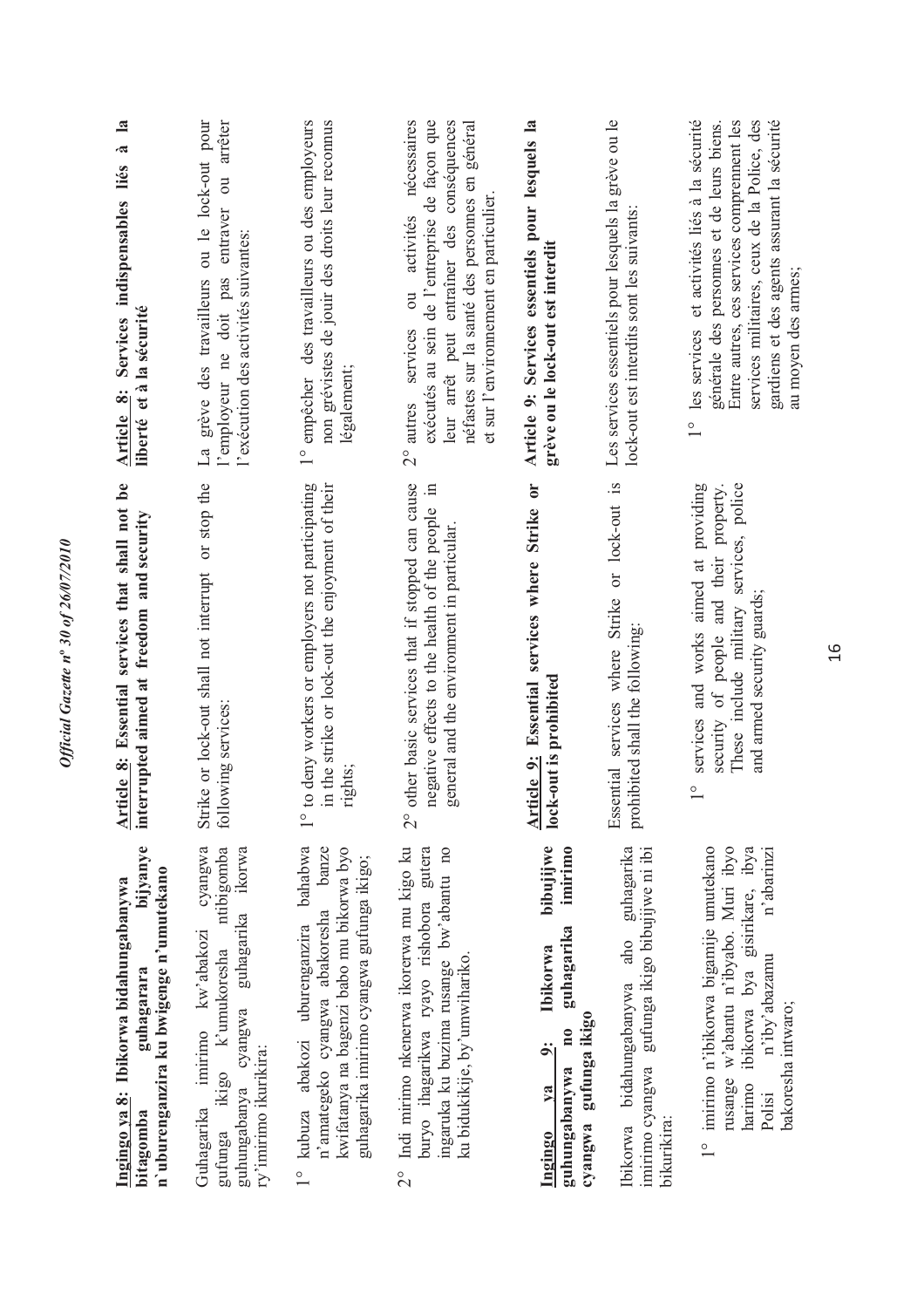**Ingingo ya 8: Ibikorwa bidahungabanywa bitagomba guhagarara bijyanye n'uburenganzira ku bwigenge n'umutekano**

Guhagarika imirimo kw'abakozi cyangwa gufunga ikigo k'umukoresha ntibigomba guhungabanya cyangwa guhagarika ikorwa ry'imirimo ikurikira:

1° kubuza abakozi uburenganzira bahabwa n'amategeko cyangwa abakoresha banze kwifatanya na bagenzi babo mu bikorwa byo guhagarika imirimo cyangwa gufunga ikigo;

2° Indi mirimo nkenerwa ikorerwa mu kigo ku buryo ihagarikwa ryayo rishobora gutera ingaruka ku buzima rusange bw'abantu no ku bidukikije, by'umwihariko.

**Ingingo ya 9: Ibikorwa bibujijwe guhungabanywa no guhagarika imirimo cyangwa gufunga ikigo**

Ibikorwa bidahungabanywa aho guhagarika imirimo cyangwa gufunga ikigo bibujijwe ni ibi bikurikira:

1° imirimo n'ibikorwa bigamije umutekano rusange w'abantu n'ibyabo. Muri ibyo harimo ibikorwa bya gisirikare, ibya Polisi n'iby'abazamu n'abarinzi bakoresha intwaro;

**Article 8: Essential services that shall not be interrupted aimed at freedom and security**

Strike or lock-out shall not interrupt or stop the following services:

1° to deny workers or employers not participating in the strike or lock-out the enjoyment of their rights;

2° other basic services that if stopped can cause negative effects to the health of the people in general and the environment in particular.

**Article 9: Essential services where Strike or lock-out is prohibited**

Essential services where Strike or lock-out is prohibited shall the following:

1° services and works aimed at providing security of people and their property. These include military services, police and armed security guards;

**Article 8: Services indispensables liés à la liberté et à la sécurité**

La grève des travailleurs ou le lock-out pour l'employeur ne doit pas entraver ou arrêter l'exécution des activités suivantes:

1° empêcher des travailleurs ou des employeurs non grévistes de jouir des droits leur reconnus légalement;

2° autres services ou activités nécessaires exécutés au sein de l'entreprise de façon que leur arrêt peut entraîner des conséquences néfastes sur la santé des personnes en général et sur l'environnement en particulier.

**Article 9: Services essentiels pour lesquels la grève ou le lock-out est interdit**

Les services essentiels pour lesquels la grève ou le lock-out est interdits sont les suivants:

1° les services et activités liés à la sécurité générale des personnes et de leurs biens. Entre autres, ces services comprennent les services militaires, ceux de la Police, des gardiens et des agents assurant la sécurité au moyen des armes;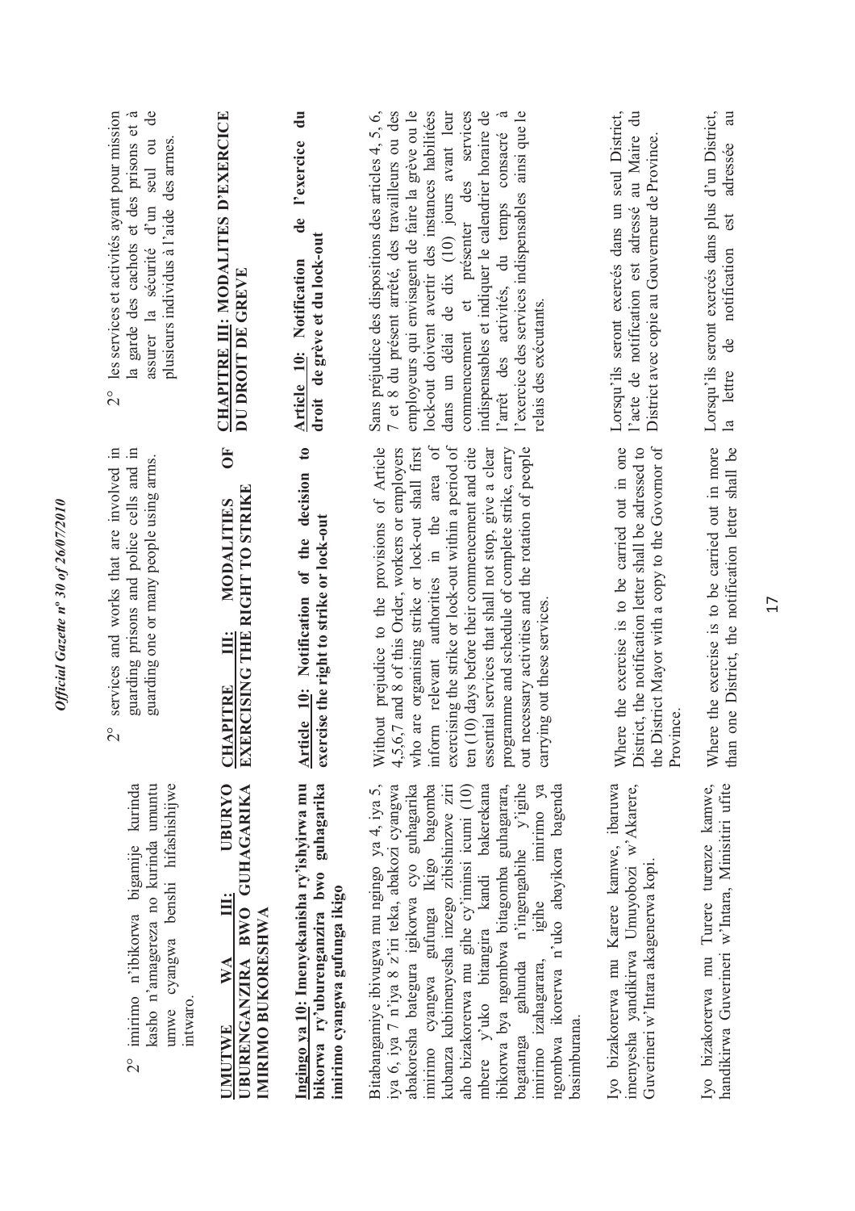2° imirimo n'ibikorwa bigamije kurinda kasho n'amagereza no kurinda umuntu umwe cyangwa benshi hifashishijwe intwaro.

**UMUTWE WA III: UBURYO UBURENGANZIRA BWO GUHAGARIKA IMIRIMO BUKORESHWA**

**Ingingo ya 10: Imenyekanisha ry'ishyirwa mu bikorwa ry'uburenganzira bwo guhagarika imirimo cyangwa gufunga ikigo**

Bitabangamiye ibivugwa mu ngingo ya 4, iya 5, iya 6, iya 7 n'iya 8 z'iri teka, abakozi cyangwa abakoresha bategura igikorwa cyo guhagarika imirimo cyangwa gufunga Ikigo bagomba kubanza kubimenyesha inzego zibishinzwe ziri aho bizakorerwa mu gihe cy'iminsi icumi (10) mbere y'uko bitangira kandi bakerekana ibikorwa bya ngombwa bitagomba guhagarara, bagatanga gahunda n'ingengabihe y'igihe imirimo izahagarara, igihe imirimo ya ngombwa ikorerwa n'uko abayikora bagenda basimburana.

Iyo bizakorerwa mu Karere kamwe, ibaruwa imenyesha yandikirwa Umuyobozi w'Akarere, Guverineri w'Intara akagenerwa kopi.

Iyo bizakorerwa mu Turere turenze kamwe, handikirwa Guverineri w'Intara, Minisitiri ufite

2° services and works that are involved in guarding prisons and police cells and in guarding one or many people using arms.

**CHAPITRE III: MODALITIES OF EXERCISING THE RIGHT TO STRIKE**

**Article 10: Notification of the decision to exercise the right to strike or lock-out**

Without prejudice to the provisions of Article 4,5,6,7 and 8 of this Order, workers or employers who are organising strike or lock-out shall first inform relevant authorities in the area of exercising the strike or lock-out within a period of ten (10) days before their commencement and cite essential services that shall not stop, give a clear programme and schedule of complete strike, carry out necessary activities and the rotation of people carrying out these services.

Where the exercise is to be carried out in one District, the notification letter shall be adressed to the District Mayor with a copy to the Govornor of Province.

Where the exercise is to be carried out in more than one District, the notification letter shall be

2° les services et activités ayant pour mission la garde des cachots et des prisons et à assurer la sécurité d'un seul ou de plusieurs individus à l'aide des armes.

**CHAPITRE III: MODALITES D'EXERCICE DU DROIT DE GREVE**

**Article 10: Notification de l'exercice du droit de grève et du lock-out**

Sans préjudice des dispositions des articles 4, 5, 6, 7 et 8 du présent arrêté, des travailleurs ou des employeurs qui envisagent de faire la grève ou le lock-out doivent avertir des instances habilitées dans un délai de dix (10) jours avant leur commencement et présenter des services indispensables et indiquer le calendrier horaire de l'arrêt des activités, du temps consacré à l'exercice des services indispensables ainsi que le relais des exécutants.

Lorsqu'ils seront exercés dans un seul District, l'acte de notification est adressé au Maire du District avec copie au Gouverneur de Province.

Lorsqu'ils seront exercés dans plus d'un District, la lettre de notification est adressée au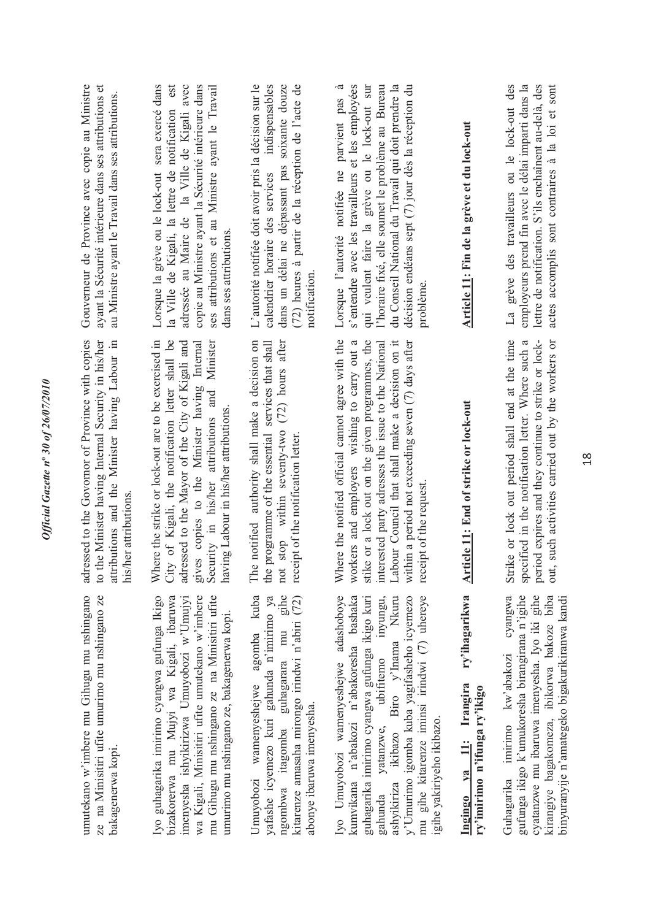umutekano w'imbere mu Gihugu mu nshingano ze na Minisitiri ufite umurimo mu nshingano ze bakagenerwa kopi.

Iyo guhagarika imirimo cyangwa gufunga Ikigo bizakorerwa mu Mujyi wa Kigali, ibaruwa imenyesha ishyikirizwa Umuyobozi w'Umujyi wa Kigali, Minisitiri ufite umutekano w'imbere mu Gihugu mu nshingano ze na Minisitiri ufite umurimo mu nshingano ze, bakagenerwa kopi.

Umuyobozi wamenyeshejwe agomba kuba yafashe icyemezo kuri gahunda n'imirimo ya ngombwa itagomba guhagarara mu gihe kitarenze amasaha mirongo irindwi n'abiri (72) abonye ibaruwa imenyesha.

Iyo Umuyobozi wamenyeshejwe adashoboye kumvikana n'abakozi n'abakoresha bashaka guhagarika imirimo cyangwa gufunga ikigo kuri gahunda yatanzwe, ubifitemo inyungu, ashyikiriza ikibazo Biro y'Inama Nkuru y'Umurimo igomba kuba yagifasheho icyemezo mu gihe kitarenze iminsi irindwi (7) uhereye igihe yakiriyeho ikibazo.

**Ingingo ya 11: Irangira ry'ihagarikwa ry'imirimo n'ifunga ry'ikigo**

Guhagarika imirimo kw'abakozi cyangwa gufunga ikigo k'umukoresha birangirana n'igihe cyatanzwe mu ibaruwa imenyesha. Iyo iki gihe kirangiye bagakomeza, ibikorwa bakoze biba binyuranyije n'amategeko bigakurikiranwa kandi

adressed to the Govornor of Province with copies to the Minister having Internal Security in his/her attributions and the Minister having Labour in his/her attributions.

Where the strike or lock-out are to be exercised in City of Kigali, the notification letter shall be adressed to the Mayor of the City of Kigali and gives copies to the Minister having Internal Security in his/her attributions and Minister having Labour in his/her attributions.

The notified authority shall make a decision on the programme of the essential services that shall not stop within seventy-two (72) hours after receipt of the notification letter.

Where the notified official cannot agree with the workers and employers wishing to carry out a stike or a lock out on the given programmes, the interested party adresses the issue to the National Labour Council that shall make a decision on it within a period not exceeding seven (7) days after receipt of the request.

**Article 11: End of strike or lock-out**

Strike or lock out period shall end at the time specified in the notification letter. Where such a period expires and they continue to strike or lock-out, such activities carried out by the workers or

Gouverneur de Province avec copie au Ministre ayant la Sécurité intérieure dans ses attributions et au Ministre ayant le Travail dans ses attributions.

Lorsque la grève ou le lock-out sera exercé dans la Ville de Kigali, la lettre de notification est adressée au Maire de la Ville de Kigali avec copie au Ministre ayant la Sécurité intérieure dans ses attributions et au Ministre ayant le Travail dans ses attributions.

L'autorité notifiée doit avoir pris la décision sur le calendrier horaire des services indispensables dans un délai ne dépassant pas soixante douze (72) heures à partir de la réception de l'acte de notification.

Lorsque l'autorité notifiée ne parvient pas à s'entendre avec les travailleurs et les employées qui veulent faire la grève ou le lock-out sur l'horaire fixé, elle soumet le problème au Bureau du Conseil National du Travail qui doit prendre la décision endéans sept (7) jour dès la réception du problème.

**Article 11: Fin de la grève et du lock-out**

La grève des travailleurs ou le lock-out des employeurs prend fin avec le délai imparti dans la lettre de notification. S'ils enchaînent au-delà, des actes accomplis sont contraires à la loi et sont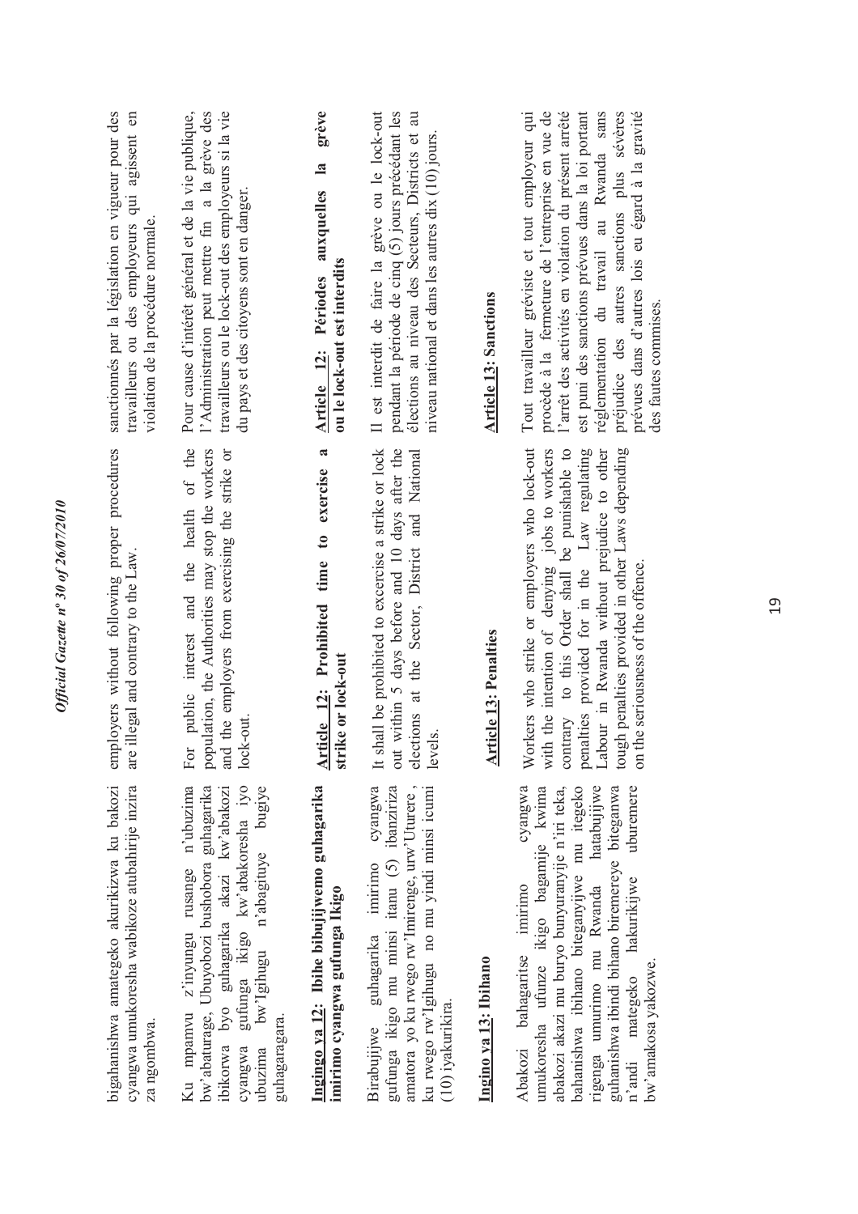bigahanishwa amategeko akurikizwa ku bakozi cyangwa umukoresha wabikoze atubahirije inzira za ngombwa.

Ku mpamvu z'inyungu rusange n'ubuzima bw'abaturage, Ubuyobozi bushobora guhagarika ibikorwa byo guhagarika akazi kw'abakozi cyangwa gufunga ikigo kw'abakoresha iyo ubuzima bw'Igihugu n'abagituye bugiye guhagaragara.

**Ingingo ya 12: Ibihe bibujijwemo guhagarika imirimo cyangwa gufunga Ikigo**

Birabujijwe guhagarika imirimo cyangwa gufunga ikigo mu minsi itanu (5) ibanziriza amatora yo ku rwego rw'Imirenge, urw'Uturere, ku rwego rw'Igihugu no mu yindi minsi icumi (10) iyakurikira.

**Ingino ya 13: Ibihano**

Abakozi bahagaritse imirimo cyangwa umukoresha ufunze ikigo bagamije kwima abakozi akazi mu buryo bunyuranyije n'iri teka, bahanishwa ibihano biteganyijwe mu itegeko rigenga umurimo mu Rwanda hatabujijwe guhanishwa ibindi bihano biremereye biteganwa n'andi mategeko hakurikijwe uburemere bw'amakosa yakozwe.

employers without following proper procedures are illegal and contrary to the Law.

For public interest and the health of the population, the Authorities may stop the workers and the employers from exercising the strike or lock-out.

**Article 12: Prohibited time to exercise a strike or lock-out**

It shall be prohibited to excercise a strike or lock out within 5 days before and 10 days after the elections at the Sector, District and National levels.

**Article 13: Penalties**

Workers who strike or employers who lock-out with the intention of denying jobs to workers contrary to this Order shall be punishable to penalties provided for in the Law regulating Labour in Rwanda without prejudice to other tough penalties provided in other Laws depending on the seriousness of the offence.

sanctionnés par la législation en vigueur pour des travailleurs ou des employeurs qui agissent en violation de la procédure normale.

Pour cause d'intérêt général et de la vie publique, l'Administration peut mettre fin a la grève des travailleurs ou le lock-out des employeurs si la vie du pays et des citoyens sont en danger.

**Article 12: Périodes auxquelles la grève ou le lock-out est interdits**

Il est interdit de faire la grève ou le lock-out pendant la période de cinq (5) jours précédant les élections au niveau des Secteurs, Districts et au niveau national et dans les autres dix (10) jours.

**Article 13: Sanctions**

Tout travailleur gréviste et tout employeur qui procède à la fermeture de l'entreprise en vue de l'arrêt des activités en violation du présent arrêté est puni des sanctions prévues dans la loi portant réglementation du travail au Rwanda sans préjudice des autres sanctions plus sévères prévues dans d'autres lois eu égard à la gravité des fautes commises.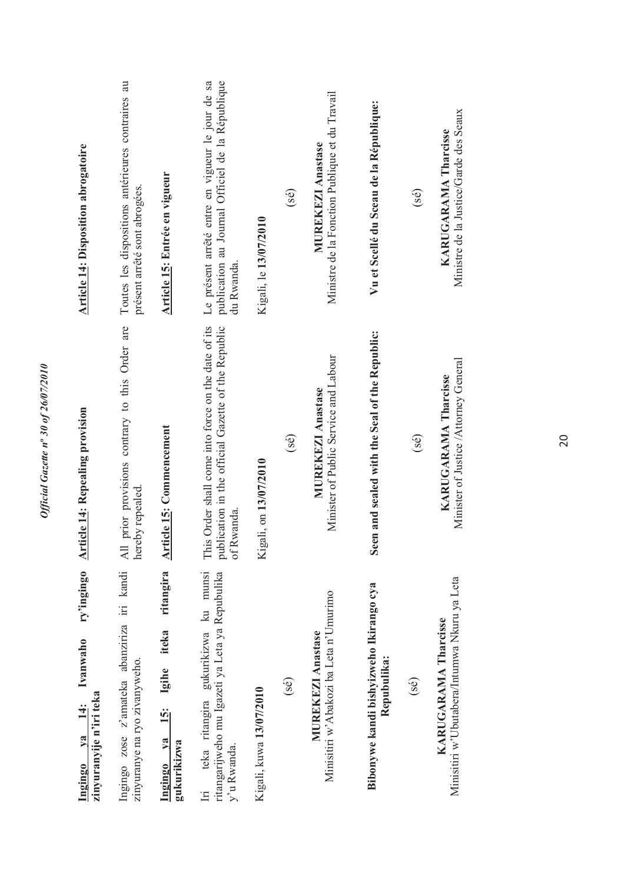**Ingingo ya 14: Ivanwaho ry'ingingo zinyuranyije n'iri teka**

Ingingo zose z'amateka abanziriza iri kandi zinyuranye na ryo zivanyweho.

**Ingingo ya 15: Igihe iteka ritangira gukurikizwa**

Iri teka ritangira gukurikizwa ku munsi ritangarijweho mu Igazeti ya Leta ya Repubulika y'u Rwanda.

Kigali, kuwa **13/07/2010**

(sé)

**MUREKEZI Anastase**
Minisitiri w'Abakozi ba Leta n'Umurimo

**Bibonywe kandi bishyizweho Ikirango cya Repubulika:**

(sé)

**KARUGARAMA Tharcisse**
Minisitiri w'Ubutabera/Intumwa Nkuru ya Leta

**Article 14: Repealing provision**

All prior provisions contrary to this Order are hereby repealed.

**Article 15: Commencement**

This Order shall come into force on the date of its publication in the official Gazette of the Republic of Rwanda.

Kigali, on **13/07/2010**

(sé)

**MUREKEZI Anastase**
Minister of Public Service and Labour

**Seen and sealed with the Seal of the Republic:**

(sé)

**KARUGARAMA Tharcisse**
Minister of Justice /Attorney General

**Article 14: Disposition abrogatoire**

Toutes les dispositions antérieures contraires au présent arrêté sont abrogées.

**Article 15: Entrée en vigueur**

Le présent arrêté entre en vigueur le jour de sa publication au Journal Officiel de la République du Rwanda.

Kigali, le **13/07/2010**

(sé)

**MUREKEZI Anastase**
Ministre de la Fonction Publique et du Travail

**Vu et Scellé du Sceau de la République:**

(sé)

**KARUGARAMA Tharcisse**
Ministre de la Justice/Garde des Seaux